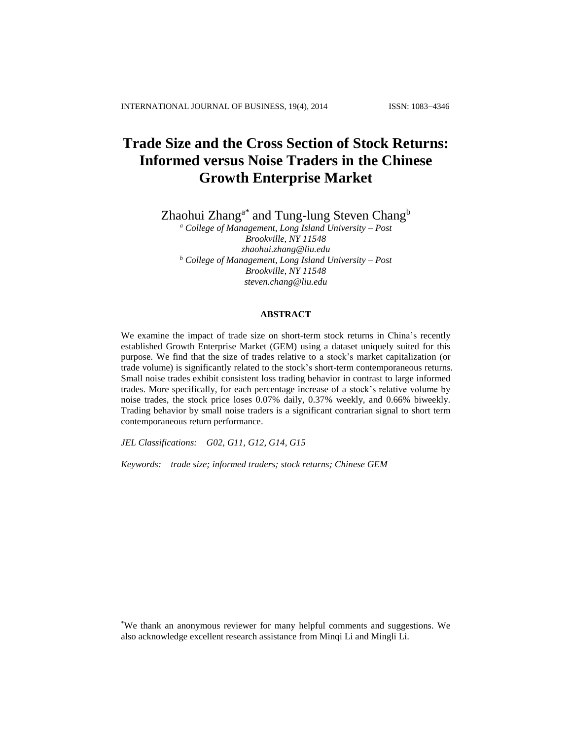# Trade Size and the Cross Section of Stock Returns: Informed versus Noise Traders in the Chinese Growth Enterprise Market

Zhaohui Zhang[a*] and Tung-lung Steven Chang[b]

[a] *College of Management, Long Island University – Post*
*Brookville, NY 11548*
*zhaohui.zhang@liu.edu*

[b] *College of Management, Long Island University – Post*
*Brookville, NY 11548*
*steven.chang@liu.edu*

**ABSTRACT**

We examine the impact of trade size on short-term stock returns in China's recently established Growth Enterprise Market (GEM) using a dataset uniquely suited for this purpose. We find that the size of trades relative to a stock's market capitalization (or trade volume) is significantly related to the stock's short-term contemporaneous returns. Small noise trades exhibit consistent loss trading behavior in contrast to large informed trades. More specifically, for each percentage increase of a stock's relative volume by noise trades, the stock price loses 0.07% daily, 0.37% weekly, and 0.66% biweekly. Trading behavior by small noise traders is a significant contrarian signal to short term contemporaneous return performance.

*JEL Classifications:* *G02, G11, G12, G14, G15*

*Keywords:* *trade size; informed traders; stock returns; Chinese GEM*

[*] We thank an anonymous reviewer for many helpful comments and suggestions. We also acknowledge excellent research assistance from Minqi Li and Mingli Li.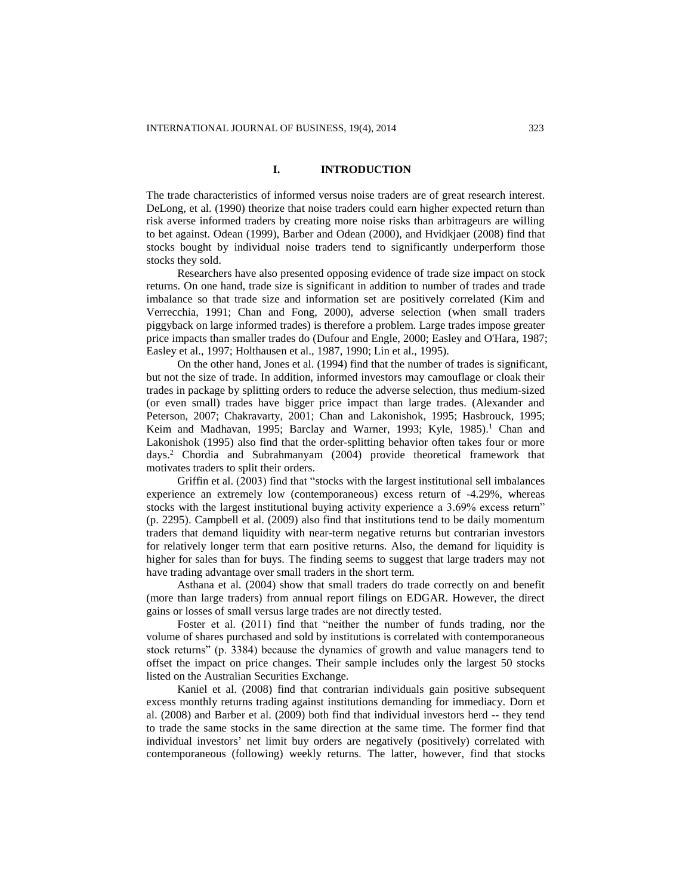# I. INTRODUCTION

The trade characteristics of informed versus noise traders are of great research interest. DeLong, et al. (1990) theorize that noise traders could earn higher expected return than risk averse informed traders by creating more noise risks than arbitrageurs are willing to bet against. Odean (1999), Barber and Odean (2000), and Hvidkjaer (2008) find that stocks bought by individual noise traders tend to significantly underperform those stocks they sold.

Researchers have also presented opposing evidence of trade size impact on stock returns. On one hand, trade size is significant in addition to number of trades and trade imbalance so that trade size and information set are positively correlated (Kim and Verrecchia, 1991; Chan and Fong, 2000), adverse selection (when small traders piggyback on large informed trades) is therefore a problem. Large trades impose greater price impacts than smaller trades do (Dufour and Engle, 2000; Easley and O'Hara, 1987; Easley et al., 1997; Holthausen et al., 1987, 1990; Lin et al., 1995).

On the other hand, Jones et al. (1994) find that the number of trades is significant, but not the size of trade. In addition, informed investors may camouflage or cloak their trades in package by splitting orders to reduce the adverse selection, thus medium-sized (or even small) trades have bigger price impact than large trades. (Alexander and Peterson, 2007; Chakravarty, 2001; Chan and Lakonishok, 1995; Hasbrouck, 1995; Keim and Madhavan, 1995; Barclay and Warner, 1993; Kyle, 1985).[1] Chan and Lakonishok (1995) also find that the order-splitting behavior often takes four or more days.[2] Chordia and Subrahmanyam (2004) provide theoretical framework that motivates traders to split their orders.

Griffin et al. (2003) find that "stocks with the largest institutional sell imbalances experience an extremely low (contemporaneous) excess return of -4.29%, whereas stocks with the largest institutional buying activity experience a 3.69% excess return" (p. 2295). Campbell et al. (2009) also find that institutions tend to be daily momentum traders that demand liquidity with near-term negative returns but contrarian investors for relatively longer term that earn positive returns. Also, the demand for liquidity is higher for sales than for buys. The finding seems to suggest that large traders may not have trading advantage over small traders in the short term.

Asthana et al. (2004) show that small traders do trade correctly on and benefit (more than large traders) from annual report filings on EDGAR. However, the direct gains or losses of small versus large trades are not directly tested.

Foster et al. (2011) find that "neither the number of funds trading, nor the volume of shares purchased and sold by institutions is correlated with contemporaneous stock returns" (p. 3384) because the dynamics of growth and value managers tend to offset the impact on price changes. Their sample includes only the largest 50 stocks listed on the Australian Securities Exchange.

Kaniel et al. (2008) find that contrarian individuals gain positive subsequent excess monthly returns trading against institutions demanding for immediacy. Dorn et al. (2008) and Barber et al. (2009) both find that individual investors herd -- they tend to trade the same stocks in the same direction at the same time. The former find that individual investors' net limit buy orders are negatively (positively) correlated with contemporaneous (following) weekly returns. The latter, however, find that stocks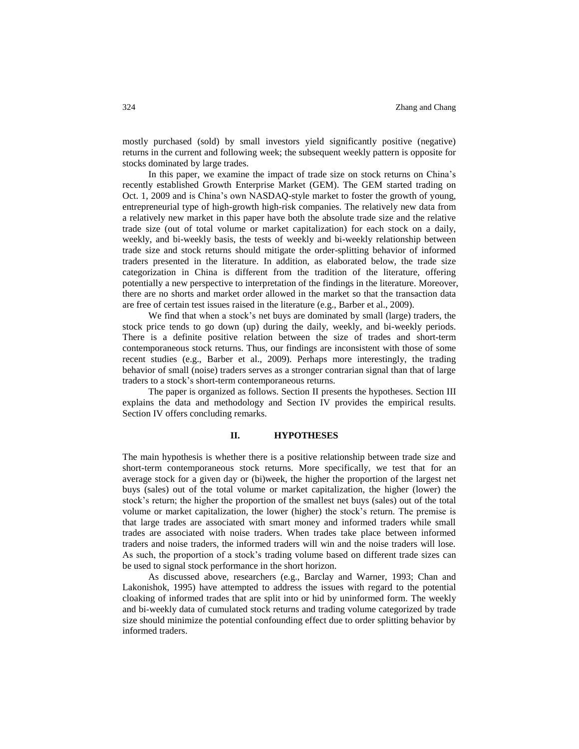mostly purchased (sold) by small investors yield significantly positive (negative) returns in the current and following week; the subsequent weekly pattern is opposite for stocks dominated by large trades.

In this paper, we examine the impact of trade size on stock returns on China's recently established Growth Enterprise Market (GEM). The GEM started trading on Oct. 1, 2009 and is China's own NASDAQ-style market to foster the growth of young, entrepreneurial type of high-growth high-risk companies. The relatively new data from a relatively new market in this paper have both the absolute trade size and the relative trade size (out of total volume or market capitalization) for each stock on a daily, weekly, and bi-weekly basis, the tests of weekly and bi-weekly relationship between trade size and stock returns should mitigate the order-splitting behavior of informed traders presented in the literature. In addition, as elaborated below, the trade size categorization in China is different from the tradition of the literature, offering potentially a new perspective to interpretation of the findings in the literature. Moreover, there are no shorts and market order allowed in the market so that the transaction data are free of certain test issues raised in the literature (e.g., Barber et al., 2009).

We find that when a stock's net buys are dominated by small (large) traders, the stock price tends to go down (up) during the daily, weekly, and bi-weekly periods. There is a definite positive relation between the size of trades and short-term contemporaneous stock returns. Thus, our findings are inconsistent with those of some recent studies (e.g., Barber et al., 2009). Perhaps more interestingly, the trading behavior of small (noise) traders serves as a stronger contrarian signal than that of large traders to a stock's short-term contemporaneous returns.

The paper is organized as follows. Section II presents the hypotheses. Section III explains the data and methodology and Section IV provides the empirical results. Section IV offers concluding remarks.

## II. HYPOTHESES

The main hypothesis is whether there is a positive relationship between trade size and short-term contemporaneous stock returns. More specifically, we test that for an average stock for a given day or (bi)week, the higher the proportion of the largest net buys (sales) out of the total volume or market capitalization, the higher (lower) the stock's return; the higher the proportion of the smallest net buys (sales) out of the total volume or market capitalization, the lower (higher) the stock's return. The premise is that large trades are associated with smart money and informed traders while small trades are associated with noise traders. When trades take place between informed traders and noise traders, the informed traders will win and the noise traders will lose. As such, the proportion of a stock's trading volume based on different trade sizes can be used to signal stock performance in the short horizon.

As discussed above, researchers (e.g., Barclay and Warner, 1993; Chan and Lakonishok, 1995) have attempted to address the issues with regard to the potential cloaking of informed trades that are split into or hid by uninformed form. The weekly and bi-weekly data of cumulated stock returns and trading volume categorized by trade size should minimize the potential confounding effect due to order splitting behavior by informed traders.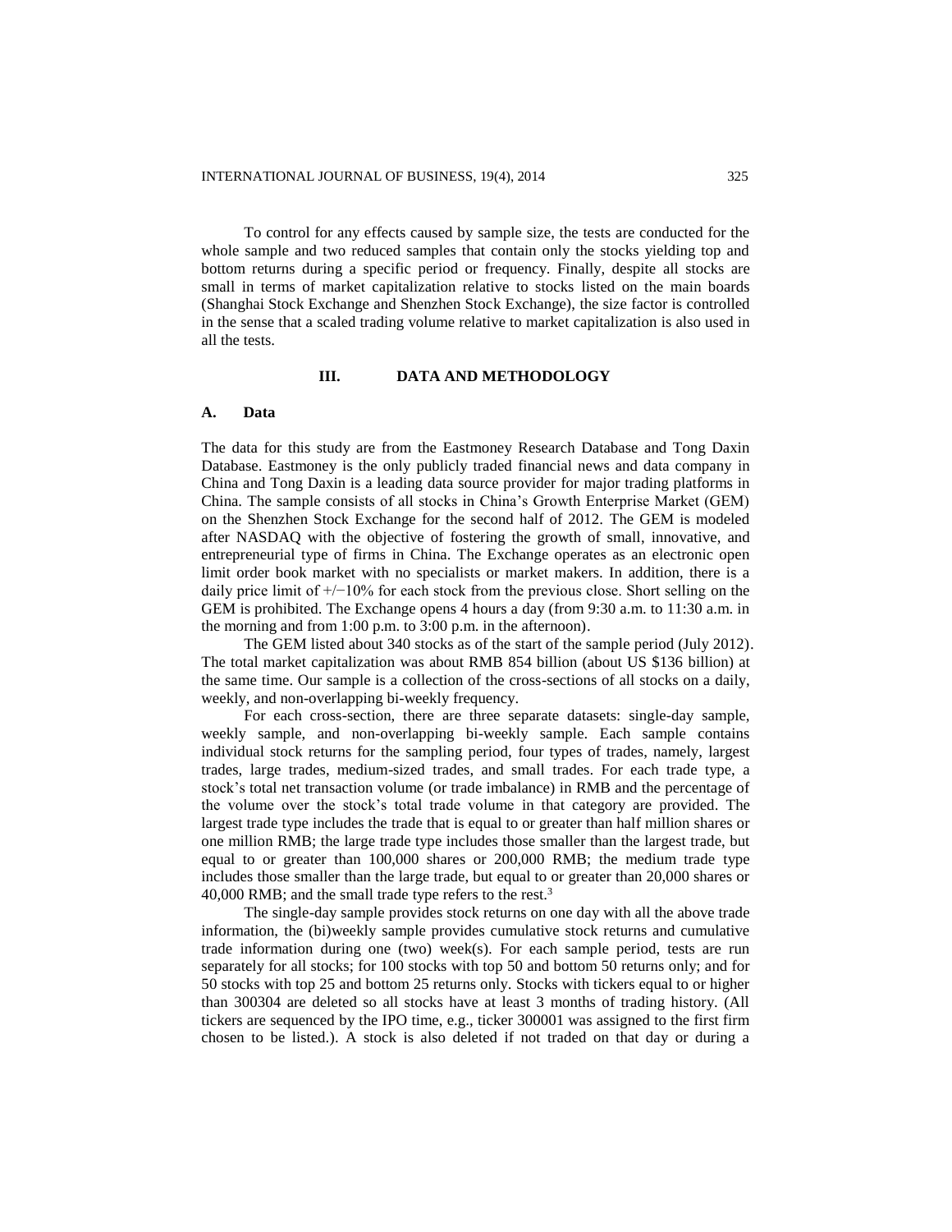To control for any effects caused by sample size, the tests are conducted for the whole sample and two reduced samples that contain only the stocks yielding top and bottom returns during a specific period or frequency. Finally, despite all stocks are small in terms of market capitalization relative to stocks listed on the main boards (Shanghai Stock Exchange and Shenzhen Stock Exchange), the size factor is controlled in the sense that a scaled trading volume relative to market capitalization is also used in all the tests.

## III. DATA AND METHODOLOGY

### A. Data

The data for this study are from the Eastmoney Research Database and Tong Daxin Database. Eastmoney is the only publicly traded financial news and data company in China and Tong Daxin is a leading data source provider for major trading platforms in China. The sample consists of all stocks in China's Growth Enterprise Market (GEM) on the Shenzhen Stock Exchange for the second half of 2012. The GEM is modeled after NASDAQ with the objective of fostering the growth of small, innovative, and entrepreneurial type of firms in China. The Exchange operates as an electronic open limit order book market with no specialists or market makers. In addition, there is a daily price limit of +/−10% for each stock from the previous close. Short selling on the GEM is prohibited. The Exchange opens 4 hours a day (from 9:30 a.m. to 11:30 a.m. in the morning and from 1:00 p.m. to 3:00 p.m. in the afternoon).

The GEM listed about 340 stocks as of the start of the sample period (July 2012). The total market capitalization was about RMB 854 billion (about US $136 billion) at the same time. Our sample is a collection of the cross-sections of all stocks on a daily, weekly, and non-overlapping bi-weekly frequency.

For each cross-section, there are three separate datasets: single-day sample, weekly sample, and non-overlapping bi-weekly sample. Each sample contains individual stock returns for the sampling period, four types of trades, namely, largest trades, large trades, medium-sized trades, and small trades. For each trade type, a stock's total net transaction volume (or trade imbalance) in RMB and the percentage of the volume over the stock's total trade volume in that category are provided. The largest trade type includes the trade that is equal to or greater than half million shares or one million RMB; the large trade type includes those smaller than the largest trade, but equal to or greater than 100,000 shares or 200,000 RMB; the medium trade type includes those smaller than the large trade, but equal to or greater than 20,000 shares or 40,000 RMB; and the small trade type refers to the rest.[3]

The single-day sample provides stock returns on one day with all the above trade information, the (bi)weekly sample provides cumulative stock returns and cumulative trade information during one (two) week(s). For each sample period, tests are run separately for all stocks; for 100 stocks with top 50 and bottom 50 returns only; and for 50 stocks with top 25 and bottom 25 returns only. Stocks with tickers equal to or higher than 300304 are deleted so all stocks have at least 3 months of trading history. (All tickers are sequenced by the IPO time, e.g., ticker 300001 was assigned to the first firm chosen to be listed.). A stock is also deleted if not traded on that day or during a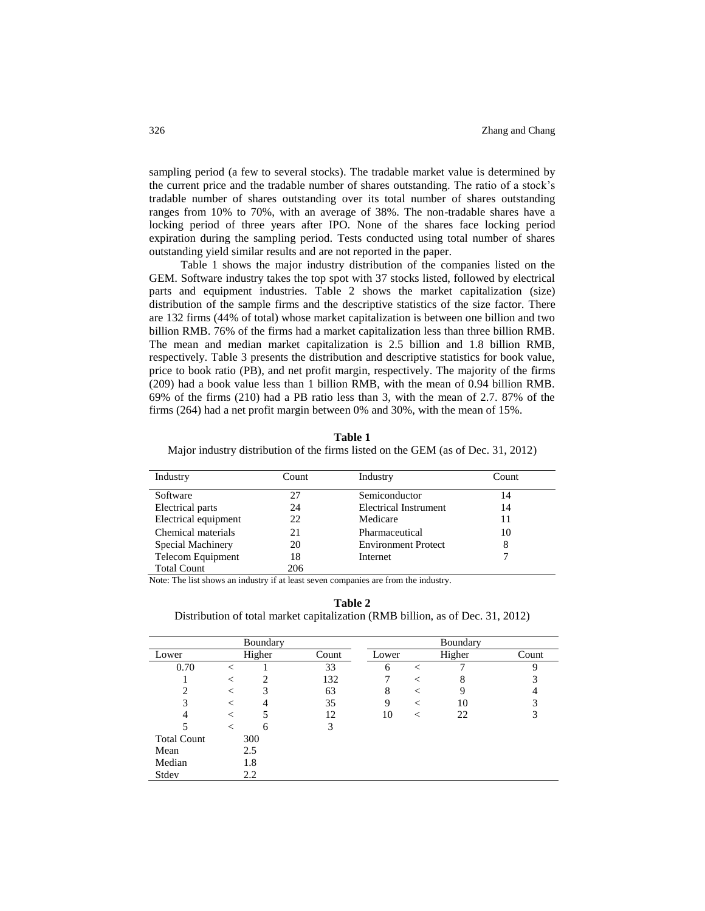sampling period (a few to several stocks). The tradable market value is determined by the current price and the tradable number of shares outstanding. The ratio of a stock's tradable number of shares outstanding over its total number of shares outstanding ranges from 10% to 70%, with an average of 38%. The non-tradable shares have a locking period of three years after IPO. None of the shares face locking period expiration during the sampling period. Tests conducted using total number of shares outstanding yield similar results and are not reported in the paper.

Table 1 shows the major industry distribution of the companies listed on the GEM. Software industry takes the top spot with 37 stocks listed, followed by electrical parts and equipment industries. Table 2 shows the market capitalization (size) distribution of the sample firms and the descriptive statistics of the size factor. There are 132 firms (44% of total) whose market capitalization is between one billion and two billion RMB. 76% of the firms had a market capitalization less than three billion RMB. The mean and median market capitalization is 2.5 billion and 1.8 billion RMB, respectively. Table 3 presents the distribution and descriptive statistics for book value, price to book ratio (PB), and net profit margin, respectively. The majority of the firms (209) had a book value less than 1 billion RMB, with the mean of 0.94 billion RMB. 69% of the firms (210) had a PB ratio less than 3, with the mean of 2.7. 87% of the firms (264) had a net profit margin between 0% and 30%, with the mean of 15%.

**Table 1**

Major industry distribution of the firms listed on the GEM (as of Dec. 31, 2012)

| Industry | Count | Industry | Count |
|---|---|---|---|
| Software | 27 | Semiconductor | 14 |
| Electrical parts | 24 | Electrical Instrument | 14 |
| Electrical equipment | 22 | Medicare | 11 |
| Chemical materials | 21 | Pharmaceutical | 10 |
| Special Machinery | 20 | Environment Protect | 8 |
| Telecom Equipment | 18 | Internet | 7 |
| Total Count | 206 | | |

Note: The list shows an industry if at least seven companies are from the industry.

**Table 2**

Distribution of total market capitalization (RMB billion, as of Dec. 31, 2012)

| Boundary | | | | Boundary | | | |
|---|---|---|---|---|---|---|---|
| Lower | | Higher | Count | Lower | | Higher | Count |
| 0.70 | < | 1 | 33 | 6 | < | 7 | 9 |
| 1 | < | 2 | 132 | 7 | < | 8 | 3 |
| 2 | < | 3 | 63 | 8 | < | 9 | 4 |
| 3 | < | 4 | 35 | 9 | < | 10 | 3 |
| 4 | < | 5 | 12 | 10 | < | 22 | 3 |
| 5 | < | 6 | 3 | | | | |
| Total Count | | 300 | | | | | |
| Mean | | 2.5 | | | | | |
| Median | | 1.8 | | | | | |
| Stdev | | 2.2 | | | | | |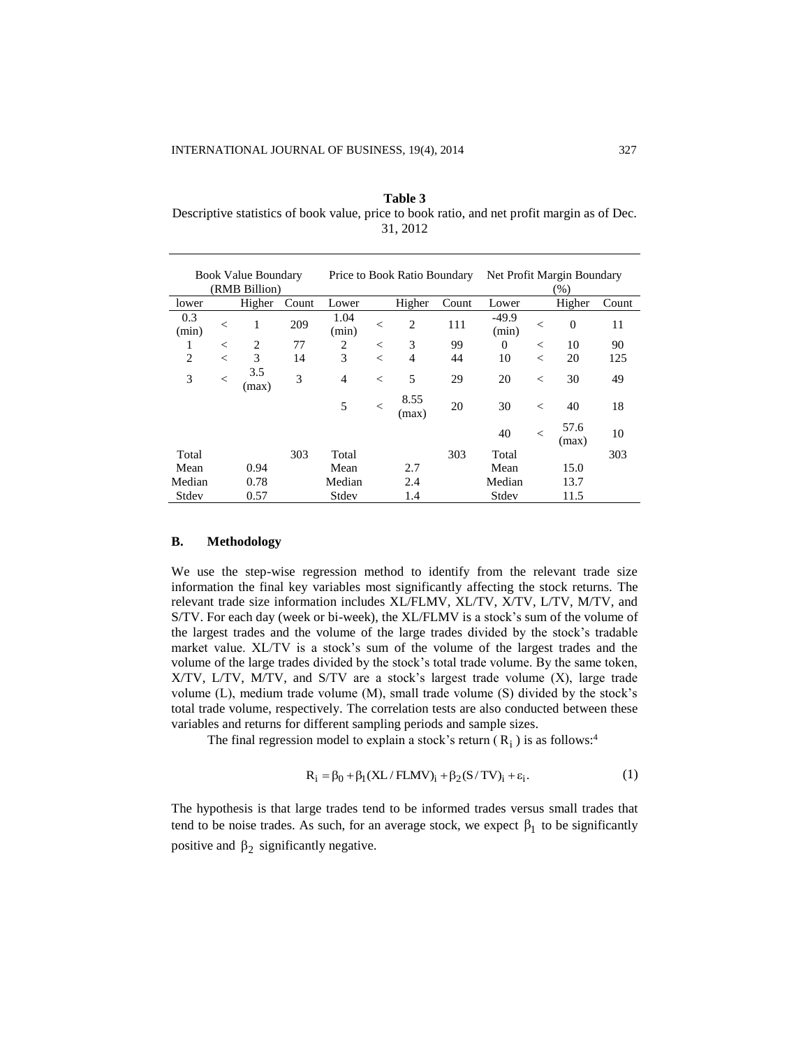**Table 3**
Descriptive statistics of book value, price to book ratio, and net profit margin as of Dec. 31, 2012

| Book Value Boundary (RMB Billion) | | | | Price to Book Ratio Boundary | | | | Net Profit Margin Boundary (%) | | | |
|---|---|---|---|---|---|---|---|---|---|---|---|
| lower | | Higher | Count | Lower | | Higher | Count | Lower | | Higher | Count |
| 0.3 (min) | < | 1 | 209 | 1.04 (min) | < | 2 | 111 | -49.9 (min) | < | 0 | 11 |
| 1 | < | 2 | 77 | 2 | < | 3 | 99 | 0 | < | 10 | 90 |
| 2 | < | 3 | 14 | 3 | < | 4 | 44 | 10 | < | 20 | 125 |
| 3 | < | 3.5 (max) | 3 | 4 | < | 5 | 29 | 20 | < | 30 | 49 |
| | | | | 5 | < | 8.55 (max) | 20 | 30 | < | 40 | 18 |
| | | | | | | | | 40 | < | 57.6 (max) | 10 |
| Total | | | 303 | Total | | | 303 | Total | | | 303 |
| Mean | | 0.94 | | Mean | | 2.7 | | Mean | | 15.0 | |
| Median | | 0.78 | | Median | | 2.4 | | Median | | 13.7 | |
| Stdev | | 0.57 | | Stdev | | 1.4 | | Stdev | | 11.5 | |

### B. Methodology

We use the step-wise regression method to identify from the relevant trade size information the final key variables most significantly affecting the stock returns. The relevant trade size information includes XL/FLMV, XL/TV, X/TV, L/TV, M/TV, and S/TV. For each day (week or bi-week), the XL/FLMV is a stock's sum of the volume of the largest trades and the volume of the large trades divided by the stock's tradable market value. XL/TV is a stock's sum of the volume of the largest trades and the volume of the large trades divided by the stock's total trade volume. By the same token, X/TV, L/TV, M/TV, and S/TV are a stock's largest trade volume (X), large trade volume (L), medium trade volume (M), small trade volume (S) divided by the stock's total trade volume, respectively. The correlation tests are also conducted between these variables and returns for different sampling periods and sample sizes.

The final regression model to explain a stock's return ($R_i$) is as follows:[4]

$$R_i = \beta_0 + \beta_1 (XL/FLMV)_i + \beta_2 (S/TV)_i + \varepsilon_i. \tag{1}$$

The hypothesis is that large trades tend to be informed trades versus small trades that tend to be noise trades. As such, for an average stock, we expect $\beta_1$ to be significantly positive and $\beta_2$ significantly negative.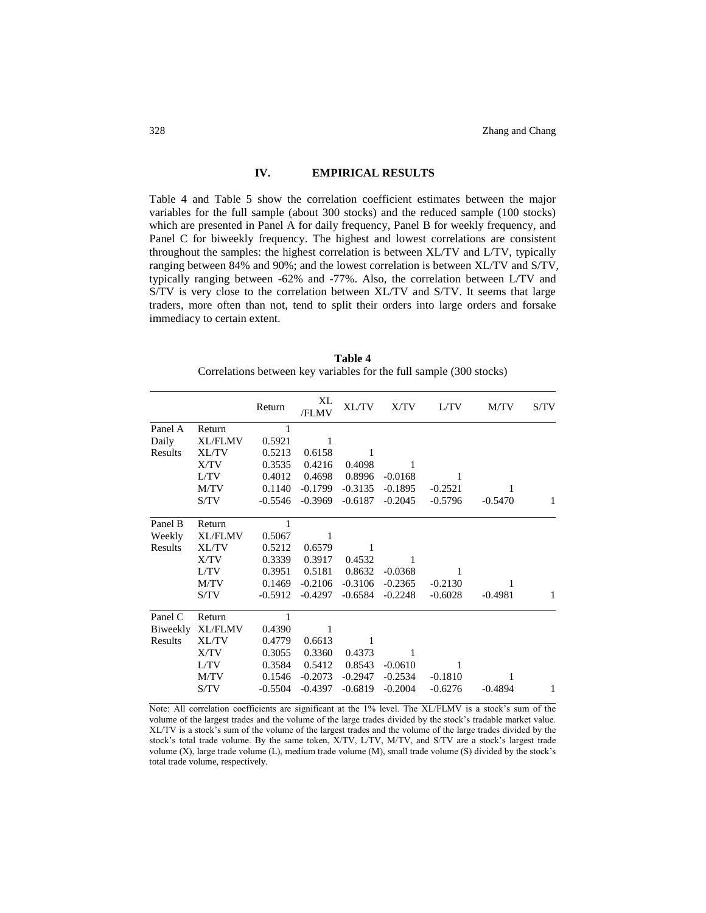## IV. EMPIRICAL RESULTS

Table 4 and Table 5 show the correlation coefficient estimates between the major variables for the full sample (about 300 stocks) and the reduced sample (100 stocks) which are presented in Panel A for daily frequency, Panel B for weekly frequency, and Panel C for biweekly frequency. The highest and lowest correlations are consistent throughout the samples: the highest correlation is between XL/TV and L/TV, typically ranging between 84% and 90%; and the lowest correlation is between XL/TV and S/TV, typically ranging between -62% and -77%. Also, the correlation between L/TV and S/TV is very close to the correlation between XL/TV and S/TV. It seems that large traders, more often than not, tend to split their orders into large orders and forsake immediacy to certain extent.

**Table 4**

Correlations between key variables for the full sample (300 stocks)

| | | Return | XL /FLMV | XL/TV | X/TV | L/TV | M/TV | S/TV |
|---|---|---|---|---|---|---|---|---|
| Panel A | Return | 1 | | | | | | |
| Daily | XL/FLMV | 0.5921 | 1 | | | | | |
| Results | XL/TV | 0.5213 | 0.6158 | 1 | | | | |
| | X/TV | 0.3535 | 0.4216 | 0.4098 | 1 | | | |
| | L/TV | 0.4012 | 0.4698 | 0.8996 | -0.0168 | 1 | | |
| | M/TV | 0.1140 | -0.1799 | -0.3135 | -0.1895 | -0.2521 | 1 | |
| | S/TV | -0.5546 | -0.3969 | -0.6187 | -0.2045 | -0.5796 | -0.5470 | 1 |
| Panel B | Return | 1 | | | | | | |
| Weekly | XL/FLMV | 0.5067 | 1 | | | | | |
| Results | XL/TV | 0.5212 | 0.6579 | 1 | | | | |
| | X/TV | 0.3339 | 0.3917 | 0.4532 | 1 | | | |
| | L/TV | 0.3951 | 0.5181 | 0.8632 | -0.0368 | 1 | | |
| | M/TV | 0.1469 | -0.2106 | -0.3106 | -0.2365 | -0.2130 | 1 | |
| | S/TV | -0.5912 | -0.4297 | -0.6584 | -0.2248 | -0.6028 | -0.4981 | 1 |
| Panel C | Return | 1 | | | | | | |
| Biweekly | XL/FLMV | 0.4390 | 1 | | | | | |
| Results | XL/TV | 0.4779 | 0.6613 | 1 | | | | |
| | X/TV | 0.3055 | 0.3360 | 0.4373 | 1 | | | |
| | L/TV | 0.3584 | 0.5412 | 0.8543 | -0.0610 | 1 | | |
| | M/TV | 0.1546 | -0.2073 | -0.2947 | -0.2534 | -0.1810 | 1 | |
| | S/TV | -0.5504 | -0.4397 | -0.6819 | -0.2004 | -0.6276 | -0.4894 | 1 |

Note: All correlation coefficients are significant at the 1% level. The XL/FLMV is a stock's sum of the volume of the largest trades and the volume of the large trades divided by the stock's tradable market value. XL/TV is a stock's sum of the volume of the largest trades and the volume of the large trades divided by the stock's total trade volume. By the same token, X/TV, L/TV, M/TV, and S/TV are a stock's largest trade volume (X), large trade volume (L), medium trade volume (M), small trade volume (S) divided by the stock's total trade volume, respectively.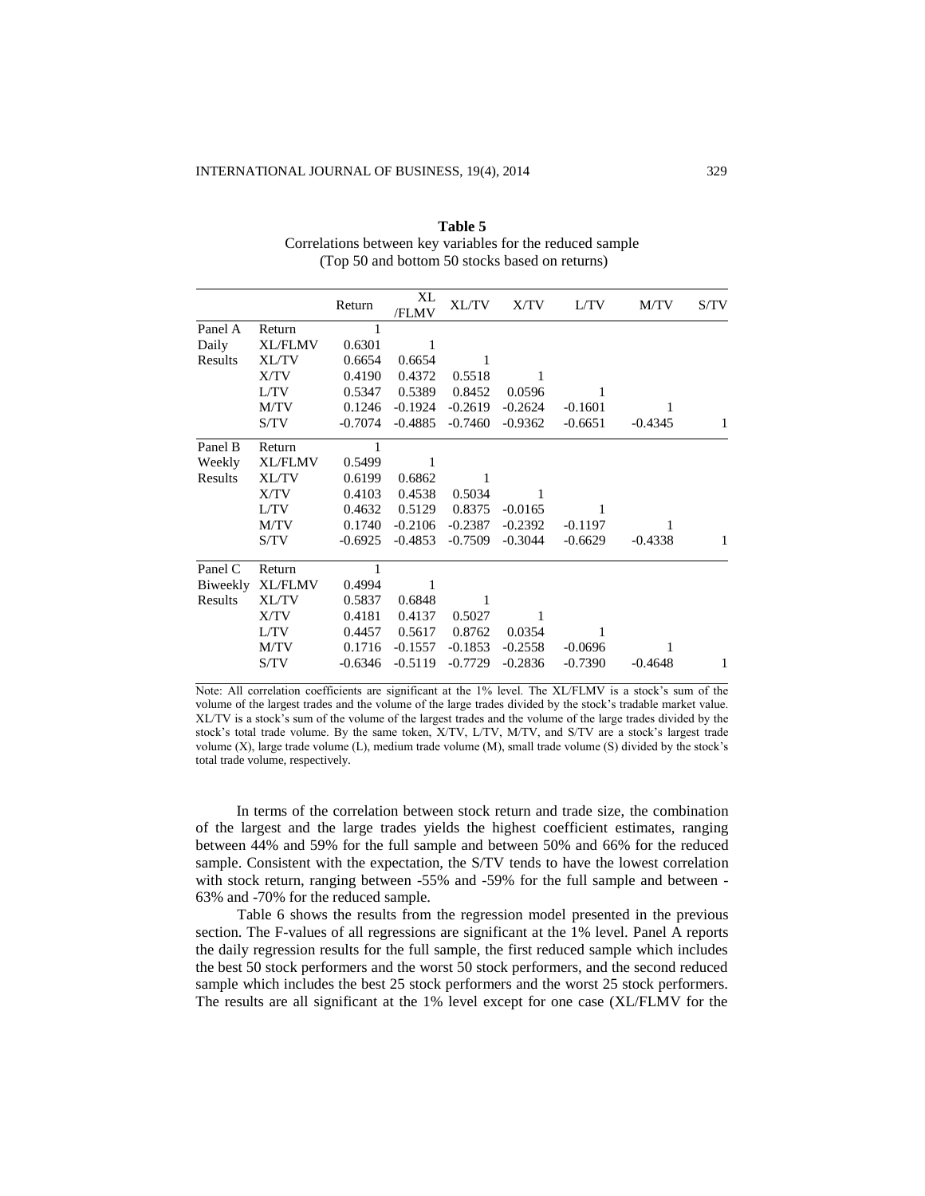**Table 5**
Correlations between key variables for the reduced sample
(Top 50 and bottom 50 stocks based on returns)

| | | Return | XL /FLMV | XL/TV | X/TV | L/TV | M/TV | S/TV |
|---|---|---|---|---|---|---|---|---|
| Panel A | Return | 1 | | | | | | |
| Daily | XL/FLMV | 0.6301 | 1 | | | | | |
| Results | XL/TV | 0.6654 | 0.6654 | 1 | | | | |
| | X/TV | 0.4190 | 0.4372 | 0.5518 | 1 | | | |
| | L/TV | 0.5347 | 0.5389 | 0.8452 | 0.0596 | 1 | | |
| | M/TV | 0.1246 | -0.1924 | -0.2619 | -0.2624 | -0.1601 | 1 | |
| | S/TV | -0.7074 | -0.4885 | -0.7460 | -0.9362 | -0.6651 | -0.4345 | 1 |
| Panel B | Return | 1 | | | | | | |
| Weekly | XL/FLMV | 0.5499 | 1 | | | | | |
| Results | XL/TV | 0.6199 | 0.6862 | 1 | | | | |
| | X/TV | 0.4103 | 0.4538 | 0.5034 | 1 | | | |
| | L/TV | 0.4632 | 0.5129 | 0.8375 | -0.0165 | 1 | | |
| | M/TV | 0.1740 | -0.2106 | -0.2387 | -0.2392 | -0.1197 | 1 | |
| | S/TV | -0.6925 | -0.4853 | -0.7509 | -0.3044 | -0.6629 | -0.4338 | 1 |
| Panel C | Return | 1 | | | | | | |
| Biweekly | XL/FLMV | 0.4994 | 1 | | | | | |
| Results | XL/TV | 0.5837 | 0.6848 | 1 | | | | |
| | X/TV | 0.4181 | 0.4137 | 0.5027 | 1 | | | |
| | L/TV | 0.4457 | 0.5617 | 0.8762 | 0.0354 | 1 | | |
| | M/TV | 0.1716 | -0.1557 | -0.1853 | -0.2558 | -0.0696 | 1 | |
| | S/TV | -0.6346 | -0.5119 | -0.7729 | -0.2836 | -0.7390 | -0.4648 | 1 |

Note: All correlation coefficients are significant at the 1% level. The XL/FLMV is a stock's sum of the volume of the largest trades and the volume of the large trades divided by the stock's tradable market value. XL/TV is a stock's sum of the volume of the largest trades and the volume of the large trades divided by the stock's total trade volume. By the same token, X/TV, L/TV, M/TV, and S/TV are a stock's largest trade volume (X), large trade volume (L), medium trade volume (M), small trade volume (S) divided by the stock's total trade volume, respectively.

In terms of the correlation between stock return and trade size, the combination of the largest and the large trades yields the highest coefficient estimates, ranging between 44% and 59% for the full sample and between 50% and 66% for the reduced sample. Consistent with the expectation, the S/TV tends to have the lowest correlation with stock return, ranging between -55% and -59% for the full sample and between -63% and -70% for the reduced sample.

Table 6 shows the results from the regression model presented in the previous section. The F-values of all regressions are significant at the 1% level. Panel A reports the daily regression results for the full sample, the first reduced sample which includes the best 50 stock performers and the worst 50 stock performers, and the second reduced sample which includes the best 25 stock performers and the worst 25 stock performers. The results are all significant at the 1% level except for one case (XL/FLMV for the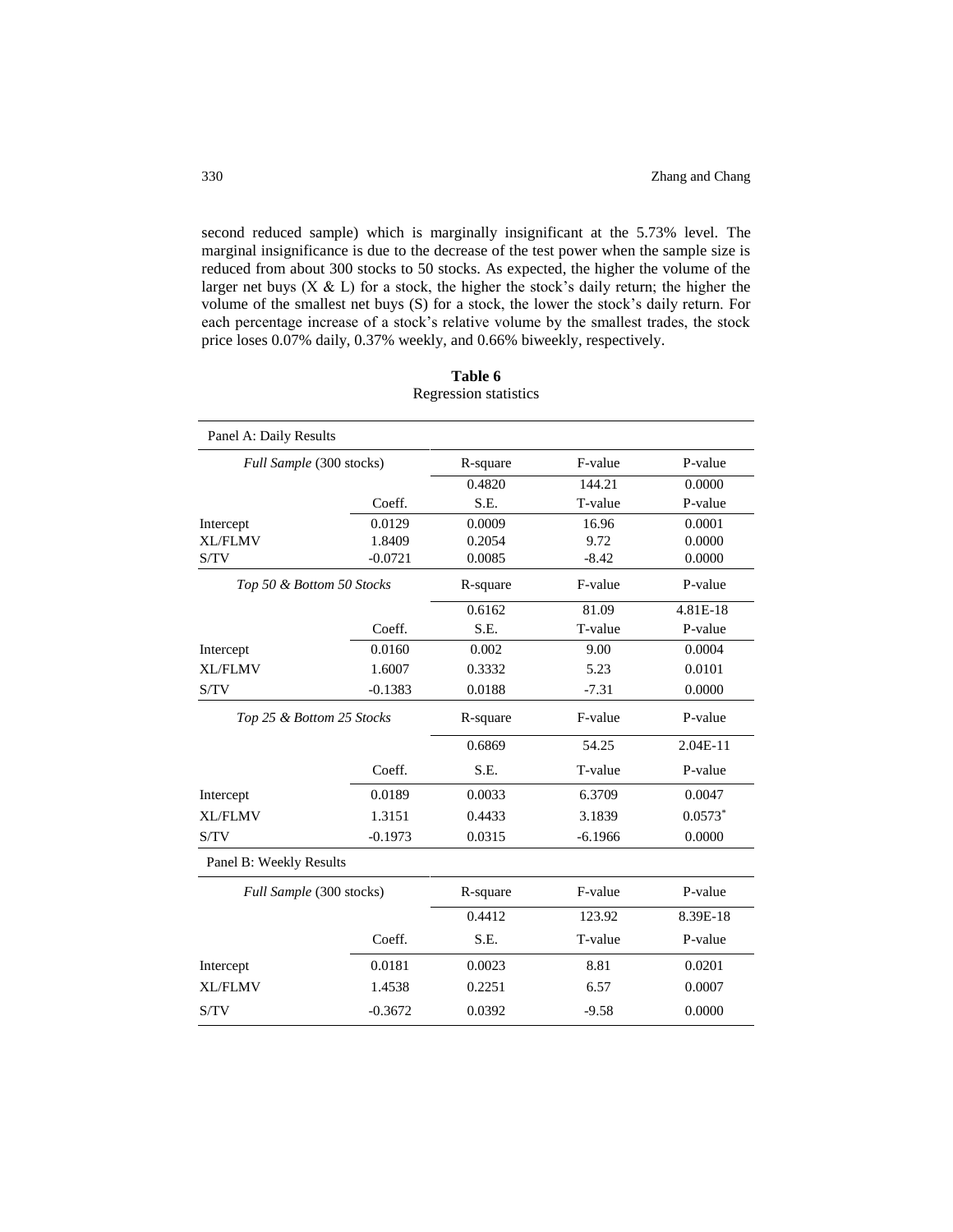second reduced sample) which is marginally insignificant at the 5.73% level. The marginal insignificance is due to the decrease of the test power when the sample size is reduced from about 300 stocks to 50 stocks. As expected, the higher the volume of the larger net buys (X & L) for a stock, the higher the stock's daily return; the higher the volume of the smallest net buys (S) for a stock, the lower the stock's daily return. For each percentage increase of a stock's relative volume by the smallest trades, the stock price loses 0.07% daily, 0.37% weekly, and 0.66% biweekly, respectively.

**Table 6**
Regression statistics

| Panel A: Daily Results | | | | |
|---|---|---|---|---|
| *Full Sample* (300 stocks) | | R-square | F-value | P-value |
| | | 0.4820 | 144.21 | 0.0000 |
| | Coeff. | S.E. | T-value | P-value |
| Intercept | 0.0129 | 0.0009 | 16.96 | 0.0001 |
| XL/FLMV | 1.8409 | 0.2054 | 9.72 | 0.0000 |
| S/TV | -0.0721 | 0.0085 | -8.42 | 0.0000 |
| *Top 50 & Bottom 50 Stocks* | | R-square | F-value | P-value |
| | | 0.6162 | 81.09 | 4.81E-18 |
| | Coeff. | S.E. | T-value | P-value |
| Intercept | 0.0160 | 0.002 | 9.00 | 0.0004 |
| XL/FLMV | 1.6007 | 0.3332 | 5.23 | 0.0101 |
| S/TV | -0.1383 | 0.0188 | -7.31 | 0.0000 |
| *Top 25 & Bottom 25 Stocks* | | R-square | F-value | P-value |
| | | 0.6869 | 54.25 | 2.04E-11 |
| | Coeff. | S.E. | T-value | P-value |
| Intercept | 0.0189 | 0.0033 | 6.3709 | 0.0047 |
| XL/FLMV | 1.3151 | 0.4433 | 3.1839 | 0.0573* |
| S/TV | -0.1973 | 0.0315 | -6.1966 | 0.0000 |
| Panel B: Weekly Results | | | | |
| *Full Sample* (300 stocks) | | R-square | F-value | P-value |
| | | 0.4412 | 123.92 | 8.39E-18 |
| | Coeff. | S.E. | T-value | P-value |
| Intercept | 0.0181 | 0.0023 | 8.81 | 0.0201 |
| XL/FLMV | 1.4538 | 0.2251 | 6.57 | 0.0007 |
| S/TV | -0.3672 | 0.0392 | -9.58 | 0.0000 |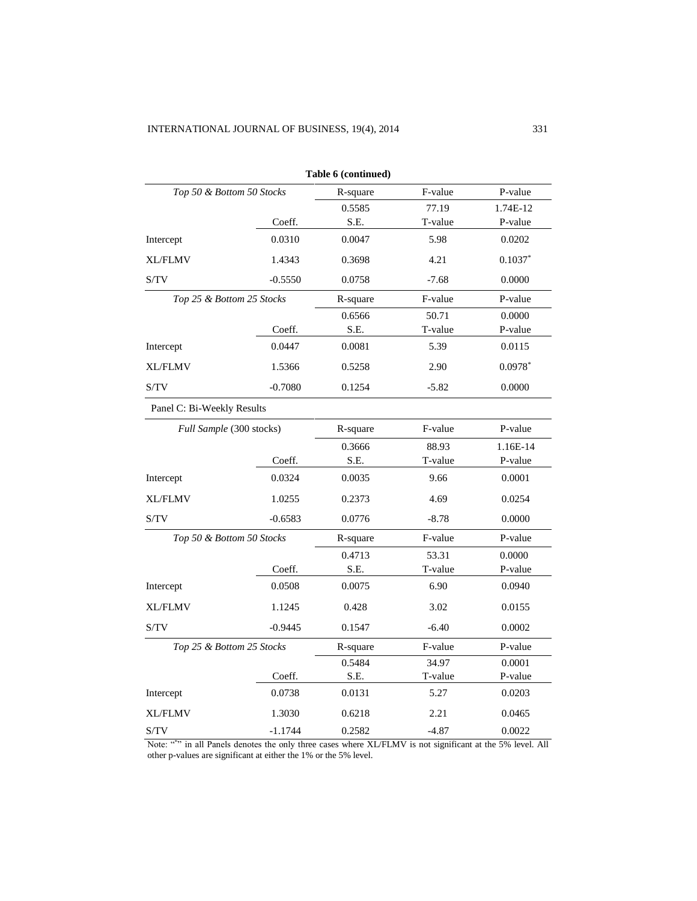**Table 6 (continued)**

| *Top 50 & Bottom 50 Stocks* | | R-square | F-value | P-value |
|---|---|---|---|---|
| | | 0.5585 | 77.19 | 1.74E-12 |
| | Coeff. | S.E. | T-value | P-value |
| Intercept | 0.0310 | 0.0047 | 5.98 | 0.0202 |
| XL/FLMV | 1.4343 | 0.3698 | 4.21 | 0.1037* |
| S/TV | -0.5550 | 0.0758 | -7.68 | 0.0000 |
| *Top 25 & Bottom 25 Stocks* | | R-square | F-value | P-value |
| | | 0.6566 | 50.71 | 0.0000 |
| | Coeff. | S.E. | T-value | P-value |
| Intercept | 0.0447 | 0.0081 | 5.39 | 0.0115 |
| XL/FLMV | 1.5366 | 0.5258 | 2.90 | 0.0978* |
| S/TV | -0.7080 | 0.1254 | -5.82 | 0.0000 |
| Panel C: Bi-Weekly Results | | | | |
| *Full Sample* (300 stocks) | | R-square | F-value | P-value |
| | | 0.3666 | 88.93 | 1.16E-14 |
| | Coeff. | S.E. | T-value | P-value |
| Intercept | 0.0324 | 0.0035 | 9.66 | 0.0001 |
| XL/FLMV | 1.0255 | 0.2373 | 4.69 | 0.0254 |
| S/TV | -0.6583 | 0.0776 | -8.78 | 0.0000 |
| *Top 50 & Bottom 50 Stocks* | | R-square | F-value | P-value |
| | | 0.4713 | 53.31 | 0.0000 |
| | Coeff. | S.E. | T-value | P-value |
| Intercept | 0.0508 | 0.0075 | 6.90 | 0.0940 |
| XL/FLMV | 1.1245 | 0.428 | 3.02 | 0.0155 |
| S/TV | -0.9445 | 0.1547 | -6.40 | 0.0002 |
| *Top 25 & Bottom 25 Stocks* | | R-square | F-value | P-value |
| | | 0.5484 | 34.97 | 0.0001 |
| | Coeff. | S.E. | T-value | P-value |
| Intercept | 0.0738 | 0.0131 | 5.27 | 0.0203 |
| XL/FLMV | 1.3030 | 0.6218 | 2.21 | 0.0465 |
| S/TV | -1.1744 | 0.2582 | -4.87 | 0.0022 |

Note: "*" in all Panels denotes the only three cases where XL/FLMV is not significant at the 5% level. All other p-values are significant at either the 1% or the 5% level.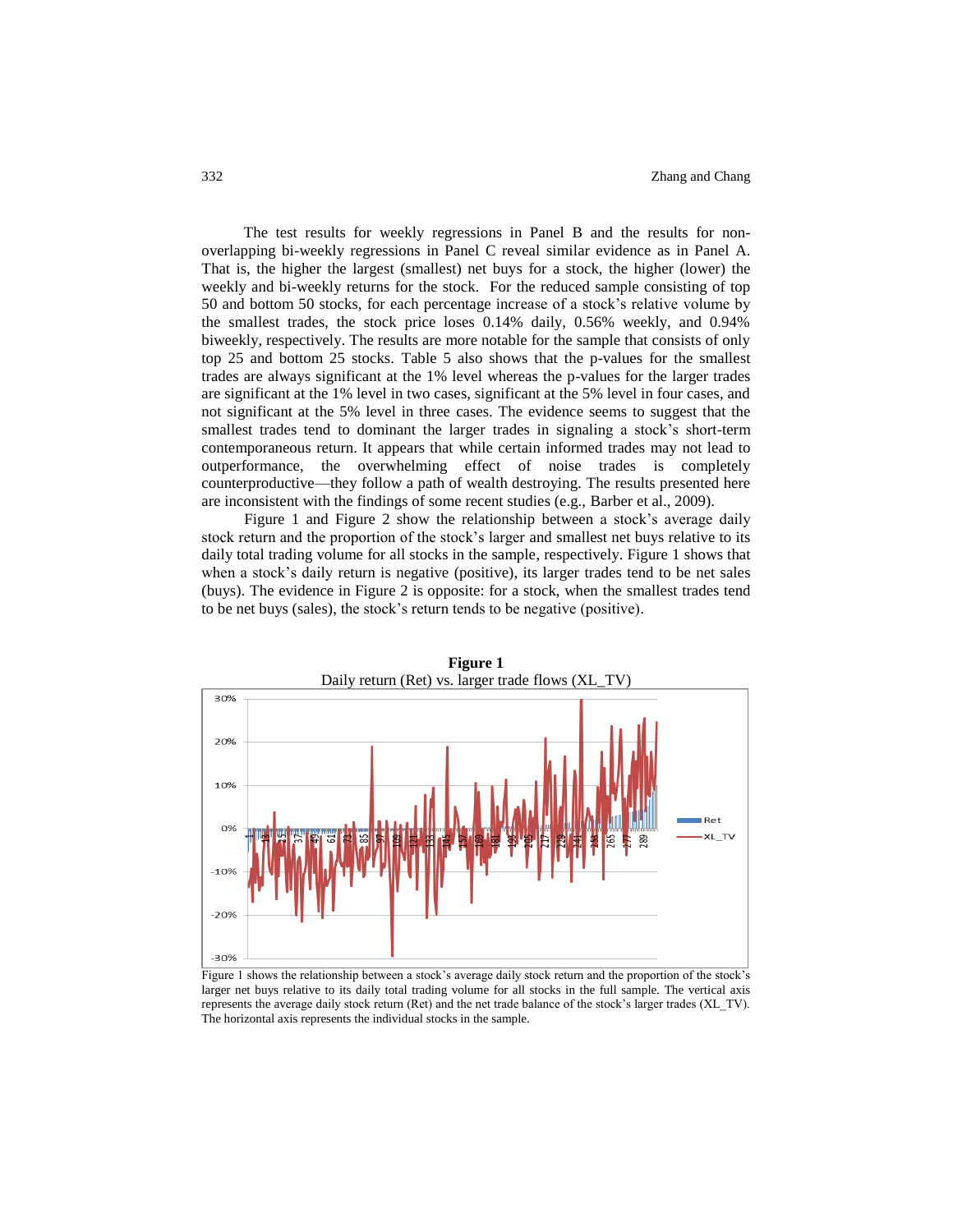The test results for weekly regressions in Panel B and the results for non-overlapping bi-weekly regressions in Panel C reveal similar evidence as in Panel A. That is, the higher the largest (smallest) net buys for a stock, the higher (lower) the weekly and bi-weekly returns for the stock. For the reduced sample consisting of top 50 and bottom 50 stocks, for each percentage increase of a stock's relative volume by the smallest trades, the stock price loses 0.14% daily, 0.56% weekly, and 0.94% biweekly, respectively. The results are more notable for the sample that consists of only top 25 and bottom 25 stocks. Table 5 also shows that the p-values for the smallest trades are always significant at the 1% level whereas the p-values for the larger trades are significant at the 1% level in two cases, significant at the 5% level in four cases, and not significant at the 5% level in three cases. The evidence seems to suggest that the smallest trades tend to dominant the larger trades in signaling a stock's short-term contemporaneous return. It appears that while certain informed trades may not lead to outperformance, the overwhelming effect of noise trades is completely counterproductive—they follow a path of wealth destroying. The results presented here are inconsistent with the findings of some recent studies (e.g., Barber et al., 2009).

Figure 1 and Figure 2 show the relationship between a stock's average daily stock return and the proportion of the stock's larger and smallest net buys relative to its daily total trading volume for all stocks in the sample, respectively. Figure 1 shows that when a stock's daily return is negative (positive), its larger trades tend to be net sales (buys). The evidence in Figure 2 is opposite: for a stock, when the smallest trades tend to be net buys (sales), the stock's return tends to be negative (positive).

**Figure 1**

Daily return (Ret) vs. larger trade flows (XL_TV)

Figure 1 shows the relationship between a stock's average daily stock return and the proportion of the stock's larger net buys relative to its daily total trading volume for all stocks in the full sample. The vertical axis represents the average daily stock return (Ret) and the net trade balance of the stock's larger trades (XL_TV). The horizontal axis represents the individual stocks in the sample.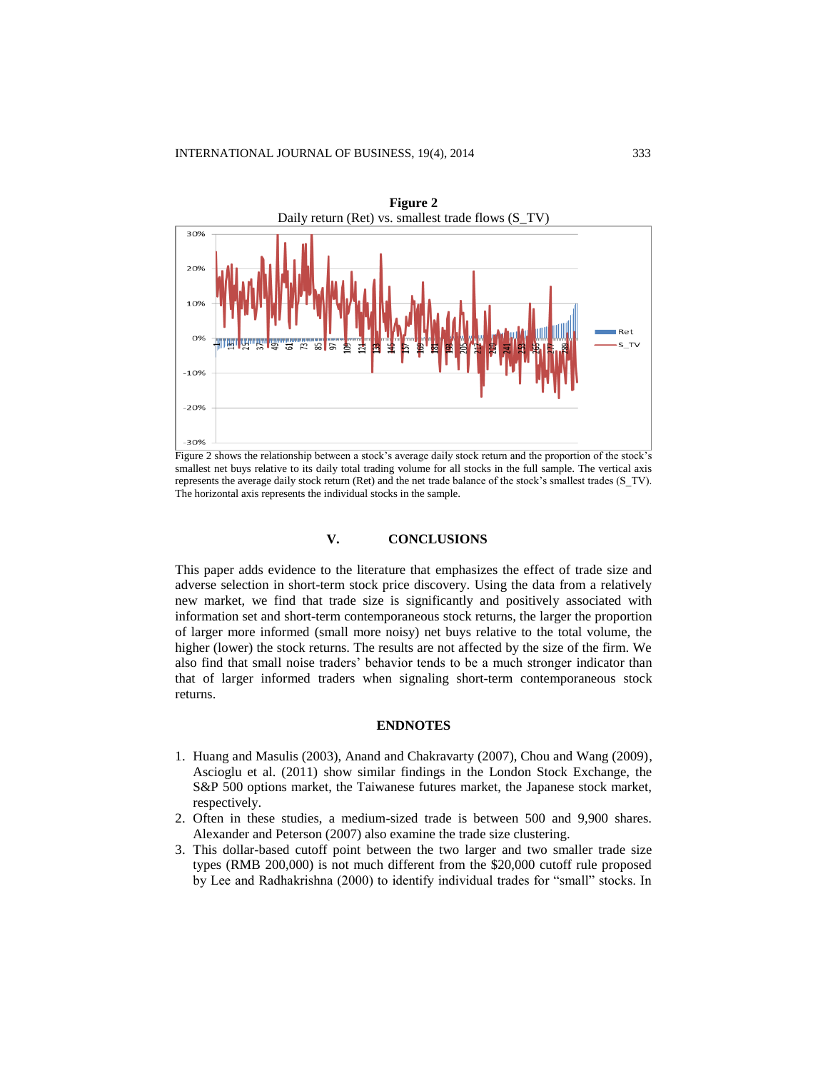**Figure 2**

Daily return (Ret) vs. smallest trade flows (S_TV)

Figure 2 shows the relationship between a stock's average daily stock return and the proportion of the stock's smallest net buys relative to its daily total trading volume for all stocks in the full sample. The vertical axis represents the average daily stock return (Ret) and the net trade balance of the stock's smallest trades (S_TV). The horizontal axis represents the individual stocks in the sample.

## V. CONCLUSIONS

This paper adds evidence to the literature that emphasizes the effect of trade size and adverse selection in short-term stock price discovery. Using the data from a relatively new market, we find that trade size is significantly and positively associated with information set and short-term contemporaneous stock returns, the larger the proportion of larger more informed (small more noisy) net buys relative to the total volume, the higher (lower) the stock returns. The results are not affected by the size of the firm. We also find that small noise traders' behavior tends to be a much stronger indicator than that of larger informed traders when signaling short-term contemporaneous stock returns.

## ENDNOTES

1. Huang and Masulis (2003), Anand and Chakravarty (2007), Chou and Wang (2009), Ascioglu et al. (2011) show similar findings in the London Stock Exchange, the S&P 500 options market, the Taiwanese futures market, the Japanese stock market, respectively.
2. Often in these studies, a medium-sized trade is between 500 and 9,900 shares. Alexander and Peterson (2007) also examine the trade size clustering.
3. This dollar-based cutoff point between the two larger and two smaller trade size types (RMB 200,000) is not much different from the $20,000 cutoff rule proposed by Lee and Radhakrishna (2000) to identify individual trades for "small" stocks. In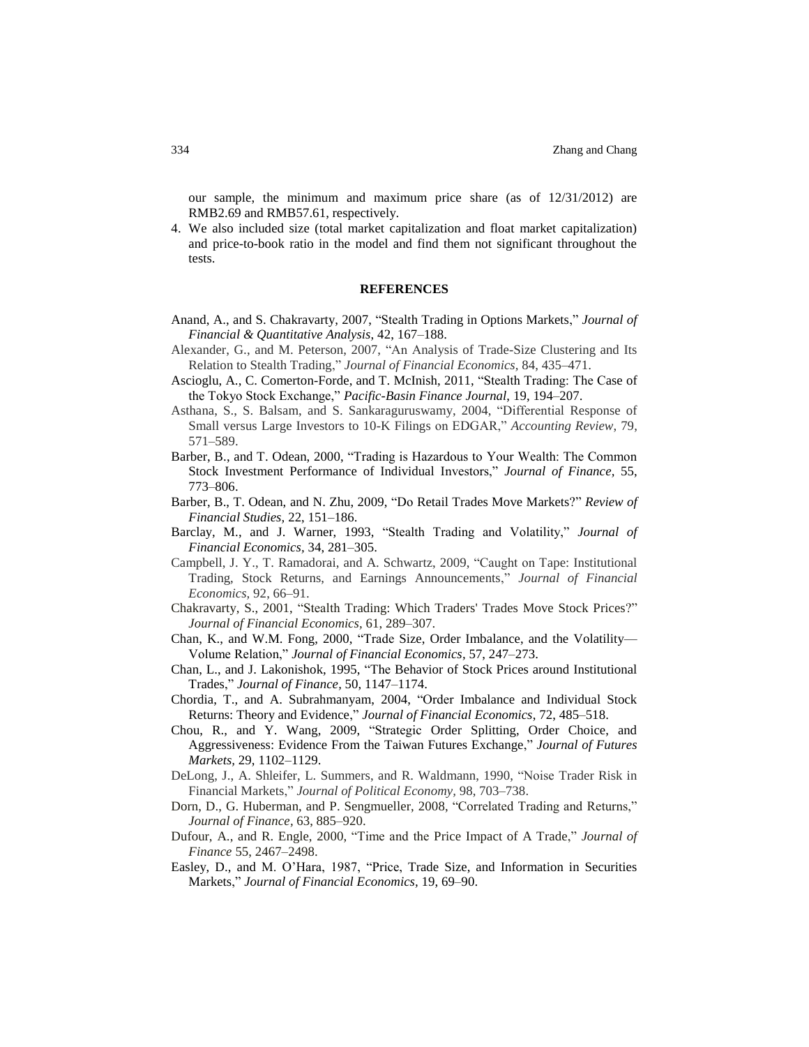our sample, the minimum and maximum price share (as of 12/31/2012) are RMB2.69 and RMB57.61, respectively.

4. We also included size (total market capitalization and float market capitalization) and price-to-book ratio in the model and find them not significant throughout the tests.

## REFERENCES

Anand, A., and S. Chakravarty, 2007, "Stealth Trading in Options Markets," *Journal of Financial & Quantitative Analysis*, 42, 167–188.

Alexander, G., and M. Peterson, 2007, "An Analysis of Trade-Size Clustering and Its Relation to Stealth Trading," *Journal of Financial Economics*, 84, 435–471.

Ascioglu, A., C. Comerton-Forde, and T. McInish, 2011, "Stealth Trading: The Case of the Tokyo Stock Exchange," *Pacific-Basin Finance Journal*, 19, 194–207.

Asthana, S., S. Balsam, and S. Sankaraguruswamy, 2004, "Differential Response of Small versus Large Investors to 10-K Filings on EDGAR," *Accounting Review*, 79, 571–589.

Barber, B., and T. Odean, 2000, "Trading is Hazardous to Your Wealth: The Common Stock Investment Performance of Individual Investors," *Journal of Finance*, 55, 773–806.

Barber, B., T. Odean, and N. Zhu, 2009, "Do Retail Trades Move Markets?" *Review of Financial Studies*, 22, 151–186.

Barclay, M., and J. Warner, 1993, "Stealth Trading and Volatility," *Journal of Financial Economics*, 34, 281–305.

Campbell, J. Y., T. Ramadorai, and A. Schwartz, 2009, "Caught on Tape: Institutional Trading, Stock Returns, and Earnings Announcements," *Journal of Financial Economics*, 92, 66–91.

Chakravarty, S., 2001, "Stealth Trading: Which Traders' Trades Move Stock Prices?" *Journal of Financial Economics*, 61, 289–307.

Chan, K., and W.M. Fong, 2000, "Trade Size, Order Imbalance, and the Volatility—Volume Relation," *Journal of Financial Economics*, 57, 247–273.

Chan, L., and J. Lakonishok, 1995, "The Behavior of Stock Prices around Institutional Trades," *Journal of Finance*, 50, 1147–1174.

Chordia, T., and A. Subrahmanyam, 2004, "Order Imbalance and Individual Stock Returns: Theory and Evidence," *Journal of Financial Economics*, 72, 485–518.

Chou, R., and Y. Wang, 2009, "Strategic Order Splitting, Order Choice, and Aggressiveness: Evidence From the Taiwan Futures Exchange," *Journal of Futures Markets*, 29, 1102–1129.

DeLong, J., A. Shleifer, L. Summers, and R. Waldmann, 1990, "Noise Trader Risk in Financial Markets," *Journal of Political Economy*, 98, 703–738.

Dorn, D., G. Huberman, and P. Sengmueller, 2008, "Correlated Trading and Returns," *Journal of Finance*, 63, 885–920.

Dufour, A., and R. Engle, 2000, "Time and the Price Impact of A Trade," *Journal of Finance* 55, 2467–2498.

Easley, D., and M. O'Hara, 1987, "Price, Trade Size, and Information in Securities Markets," *Journal of Financial Economics*, 19, 69–90.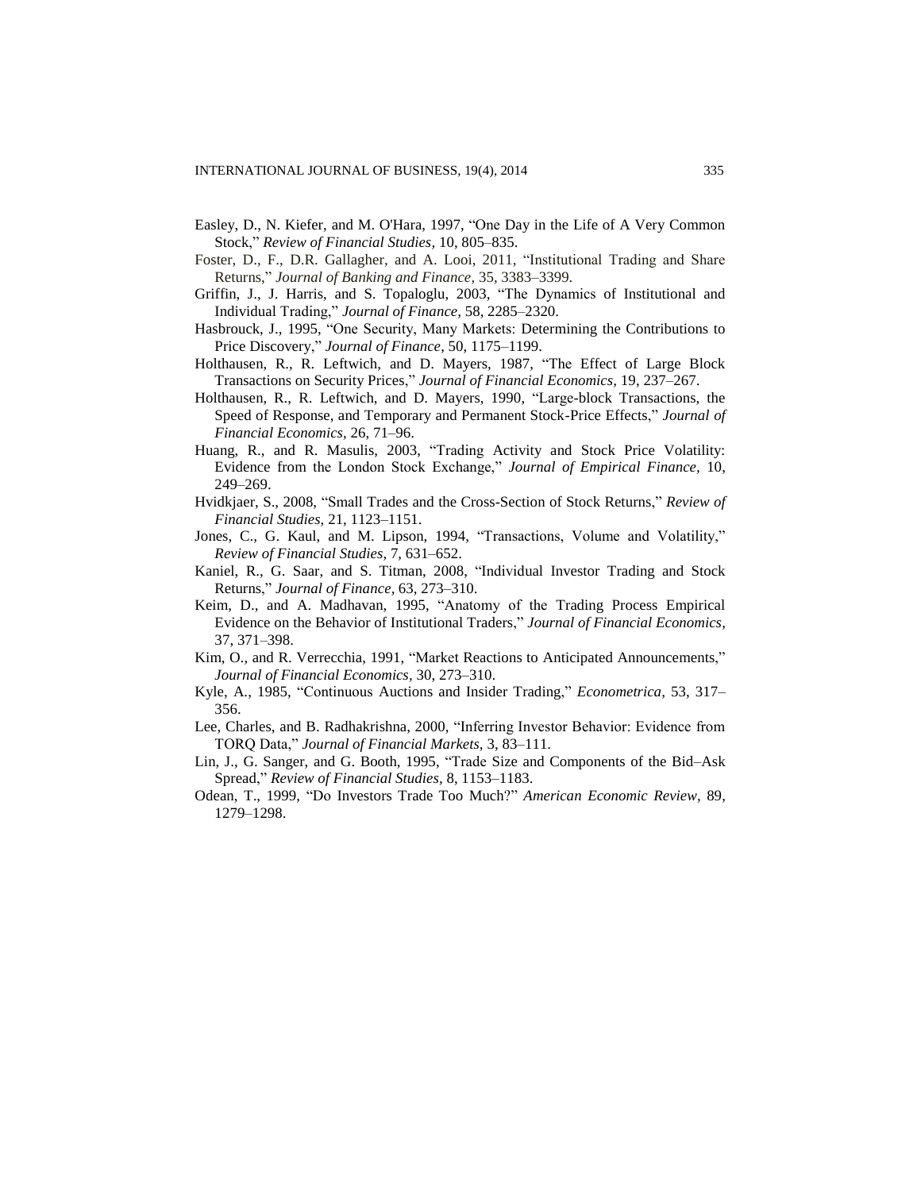Easley, D., N. Kiefer, and M. O'Hara, 1997, "One Day in the Life of A Very Common Stock," *Review of Financial Studies,* 10, 805–835.

Foster, D., F., D.R. Gallagher, and A. Looi, 2011, "Institutional Trading and Share Returns," *Journal of Banking and Finance,* 35, 3383–3399.

Griffin, J., J. Harris, and S. Topaloglu, 2003, "The Dynamics of Institutional and Individual Trading," *Journal of Finance,* 58, 2285–2320.

Hasbrouck, J., 1995, "One Security, Many Markets: Determining the Contributions to Price Discovery," *Journal of Finance,* 50, 1175–1199.

Holthausen, R., R. Leftwich, and D. Mayers, 1987, "The Effect of Large Block Transactions on Security Prices," *Journal of Financial Economics,* 19, 237–267.

Holthausen, R., R. Leftwich, and D. Mayers, 1990, "Large-block Transactions, the Speed of Response, and Temporary and Permanent Stock-Price Effects," *Journal of Financial Economics,* 26, 71–96.

Huang, R., and R. Masulis, 2003, "Trading Activity and Stock Price Volatility: Evidence from the London Stock Exchange," *Journal of Empirical Finance,* 10, 249–269.

Hvidkjaer, S., 2008, "Small Trades and the Cross-Section of Stock Returns," *Review of Financial Studies,* 21, 1123–1151.

Jones, C., G. Kaul, and M. Lipson, 1994, "Transactions, Volume and Volatility," *Review of Financial Studies,* 7, 631–652.

Kaniel, R., G. Saar, and S. Titman, 2008, "Individual Investor Trading and Stock Returns," *Journal of Finance,* 63, 273–310.

Keim, D., and A. Madhavan, 1995, "Anatomy of the Trading Process Empirical Evidence on the Behavior of Institutional Traders," *Journal of Financial Economics,* 37, 371–398.

Kim, O., and R. Verrecchia, 1991, "Market Reactions to Anticipated Announcements," *Journal of Financial Economics,* 30, 273–310.

Kyle, A., 1985, "Continuous Auctions and Insider Trading," *Econometrica,* 53, 317–356.

Lee, Charles, and B. Radhakrishna, 2000, "Inferring Investor Behavior: Evidence from TORQ Data," *Journal of Financial Markets,* 3, 83–111.

Lin, J., G. Sanger, and G. Booth, 1995, "Trade Size and Components of the Bid–Ask Spread," *Review of Financial Studies,* 8, 1153–1183.

Odean, T., 1999, "Do Investors Trade Too Much?" *American Economic Review,* 89, 1279–1298.